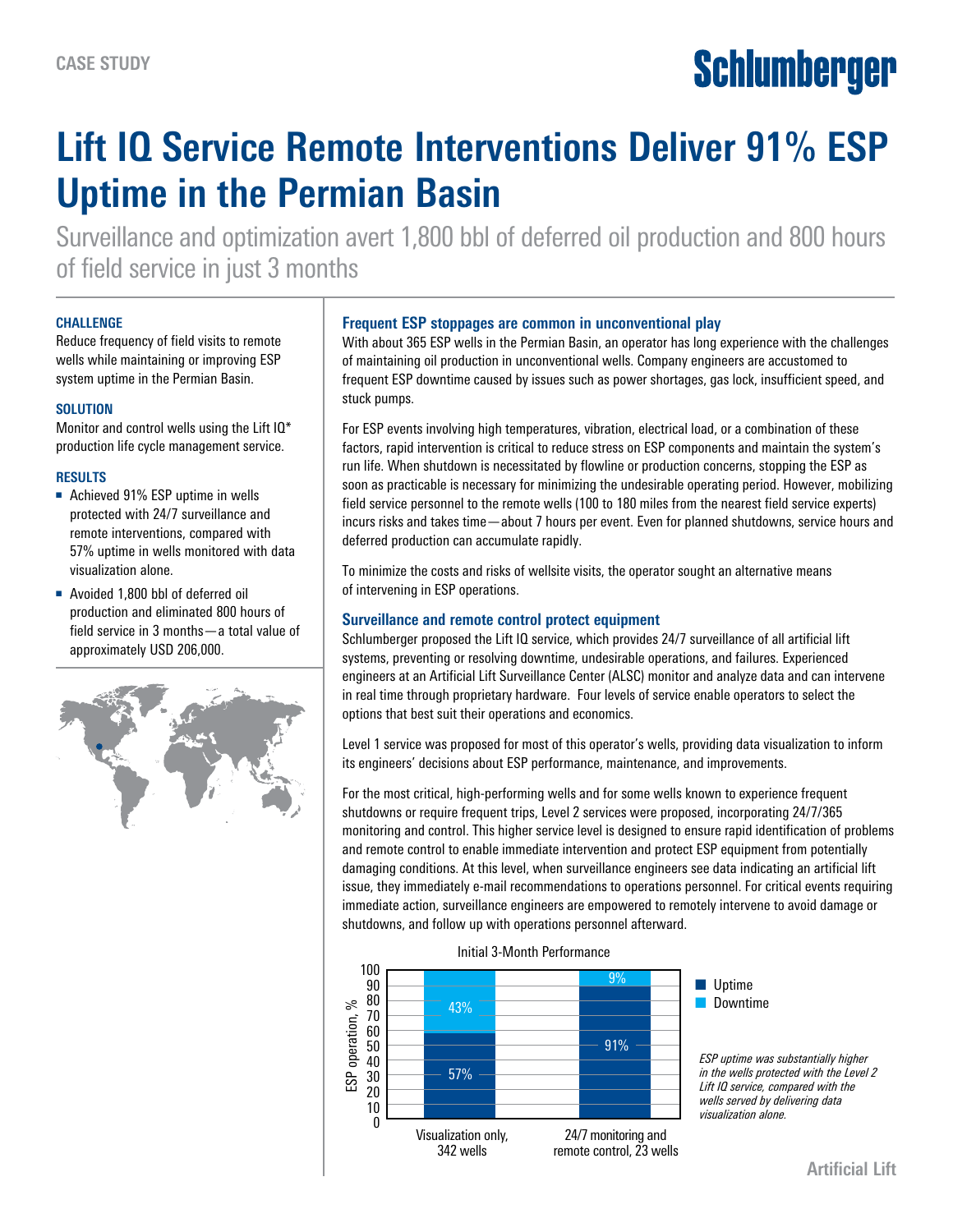CASE STUDY

# Lift IQ Service Remote Interventions Deliver 91% ESP Uptime in the Permian Basin

Surveillance and optimization avert 1,800 bbl of deferred oil production and 800 hours of field service in just 3 months

### CHALLENGE

Reduce frequency of field visits to remote wells while maintaining or improving ESP system uptime in the Permian Basin.

### SOLUTION

Monitor and control wells using the Lift IQ* production life cycle management service.

### RESULTS

- Achieved 91% ESP uptime in wells protected with 24/7 surveillance and remote interventions, compared with 57% uptime in wells monitored with data visualization alone.
- Avoided 1,800 bbl of deferred oil production and eliminated 800 hours of field service in 3 months—a total value of approximately USD 206,000.

## Frequent ESP stoppages are common in unconventional play

With about 365 ESP wells in the Permian Basin, an operator has long experience with the challenges of maintaining oil production in unconventional wells. Company engineers are accustomed to frequent ESP downtime caused by issues such as power shortages, gas lock, insufficient speed, and stuck pumps.

For ESP events involving high temperatures, vibration, electrical load, or a combination of these factors, rapid intervention is critical to reduce stress on ESP components and maintain the system's run life. When shutdown is necessitated by flowline or production concerns, stopping the ESP as soon as practicable is necessary for minimizing the undesirable operating period. However, mobilizing field service personnel to the remote wells (100 to 180 miles from the nearest field service experts) incurs risks and takes time—about 7 hours per event. Even for planned shutdowns, service hours and deferred production can accumulate rapidly.

To minimize the costs and risks of wellsite visits, the operator sought an alternative means of intervening in ESP operations.

## Surveillance and remote control protect equipment

Schlumberger proposed the Lift IQ service, which provides 24/7 surveillance of all artificial lift systems, preventing or resolving downtime, undesirable operations, and failures. Experienced engineers at an Artificial Lift Surveillance Center (ALSC) monitor and analyze data and can intervene in real time through proprietary hardware. Four levels of service enable operators to select the options that best suit their operations and economics.

Level 1 service was proposed for most of this operator's wells, providing data visualization to inform its engineers' decisions about ESP performance, maintenance, and improvements.

For the most critical, high-performing wells and for some wells known to experience frequent shutdowns or require frequent trips, Level 2 services were proposed, incorporating 24/7/365 monitoring and control. This higher service level is designed to ensure rapid identification of problems and remote control to enable immediate intervention and protect ESP equipment from potentially damaging conditions. At this level, when surveillance engineers see data indicating an artificial lift issue, they immediately e-mail recommendations to operations personnel. For critical events requiring immediate action, surveillance engineers are empowered to remotely intervene to avoid damage or shutdowns, and follow up with operations personnel afterward.

Initial 3-Month Performance

| ESP operation, % | Visualization only, 342 wells | 24/7 monitoring and remote control, 23 wells |
|---|---|---|
| Uptime | 57% | 91% |
| Downtime | 43% | 9% |

*ESP uptime was substantially higher in the wells protected with the Level 2 Lift IQ service, compared with the wells served by delivering data visualization alone.*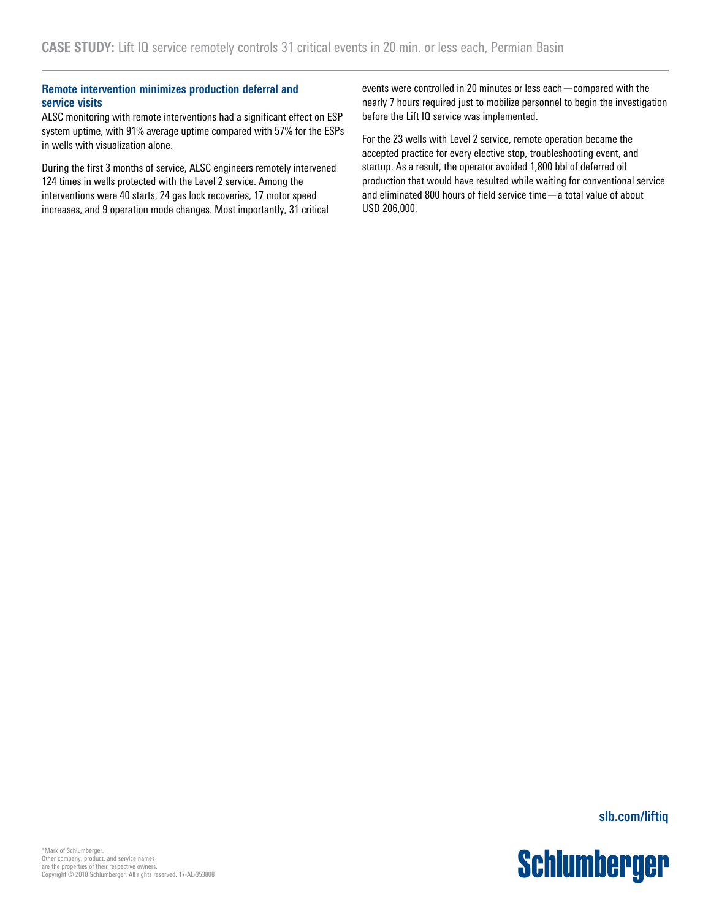## Remote intervention minimizes production deferral and service visits

ALSC monitoring with remote interventions had a significant effect on ESP system uptime, with 91% average uptime compared with 57% for the ESPs in wells with visualization alone.

During the first 3 months of service, ALSC engineers remotely intervened 124 times in wells protected with the Level 2 service. Among the interventions were 40 starts, 24 gas lock recoveries, 17 motor speed increases, and 9 operation mode changes. Most importantly, 31 critical events were controlled in 20 minutes or less each—compared with the nearly 7 hours required just to mobilize personnel to begin the investigation before the Lift IQ service was implemented.

For the 23 wells with Level 2 service, remote operation became the accepted practice for every elective stop, troubleshooting event, and startup. As a result, the operator avoided 1,800 bbl of deferred oil production that would have resulted while waiting for conventional service and eliminated 800 hours of field service time—a total value of about USD 206,000.

**slb.com/liftiq**

*Mark of Schlumberger.
Other company, product, and service names
are the properties of their respective owners.
Copyright © 2018 Schlumberger. All rights reserved. 17-AL-353808

**Schlumberger**